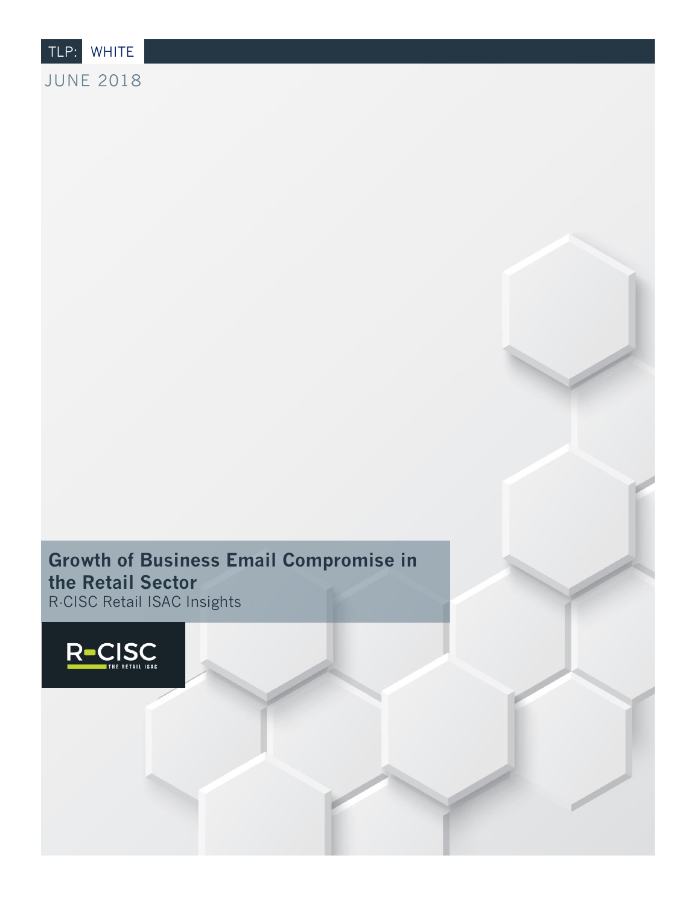TLP: WHITE

JUNE 2018

# Growth of Business Email Compromise in the Retail Sector

R-CISC Retail ISAC Insights

R-CISC THE RETAIL ISAC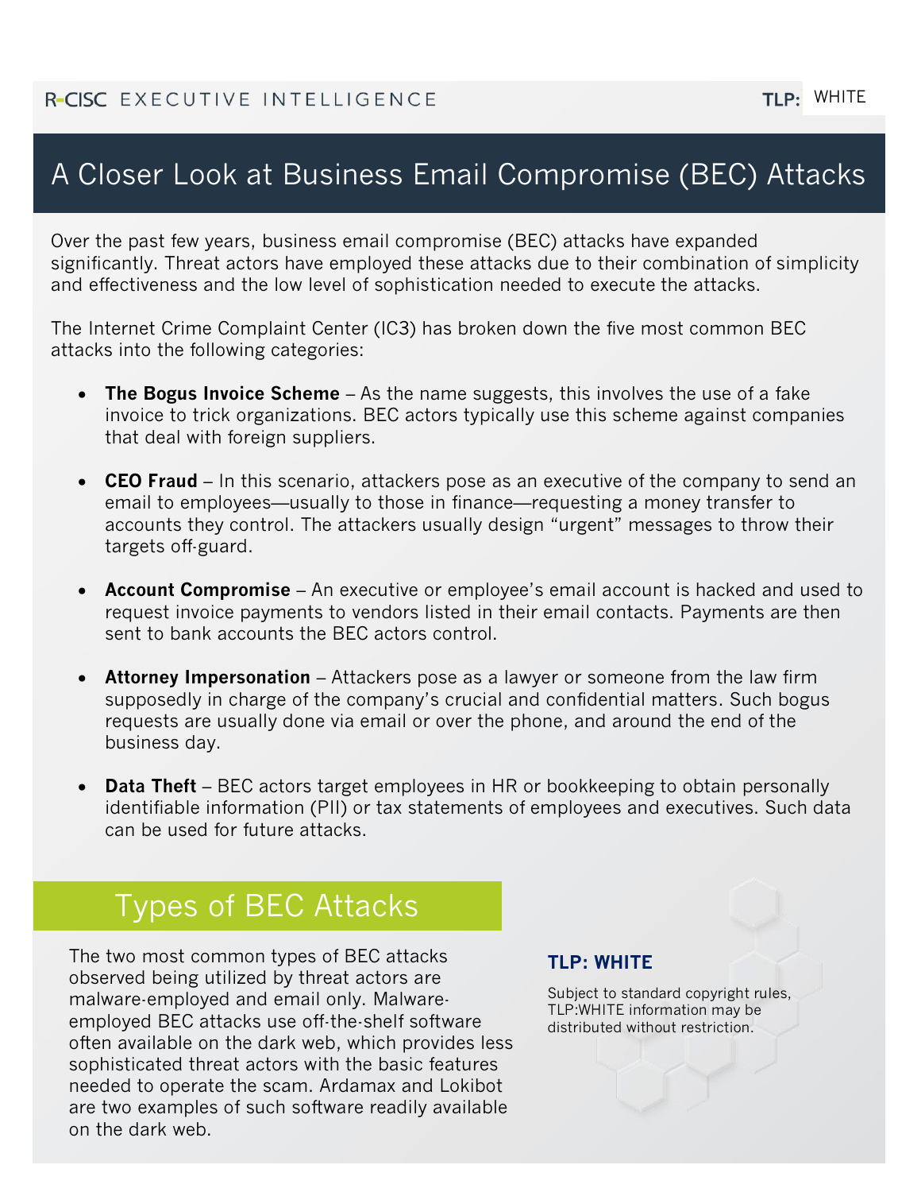# A Closer Look at Business Email Compromise (BEC) Attacks

Over the past few years, business email compromise (BEC) attacks have expanded significantly. Threat actors have employed these attacks due to their combination of simplicity and effectiveness and the low level of sophistication needed to execute the attacks.

The Internet Crime Complaint Center (IC3) has broken down the five most common BEC attacks into the following categories:

- **The Bogus Invoice Scheme** – As the name suggests, this involves the use of a fake invoice to trick organizations. BEC actors typically use this scheme against companies that deal with foreign suppliers.
- **CEO Fraud** – In this scenario, attackers pose as an executive of the company to send an email to employees—usually to those in finance—requesting a money transfer to accounts they control. The attackers usually design "urgent" messages to throw their targets off-guard.
- **Account Compromise** – An executive or employee's email account is hacked and used to request invoice payments to vendors listed in their email contacts. Payments are then sent to bank accounts the BEC actors control.
- **Attorney Impersonation** – Attackers pose as a lawyer or someone from the law firm supposedly in charge of the company's crucial and confidential matters. Such bogus requests are usually done via email or over the phone, and around the end of the business day.
- **Data Theft** – BEC actors target employees in HR or bookkeeping to obtain personally identifiable information (PII) or tax statements of employees and executives. Such data can be used for future attacks.

## Types of BEC Attacks

The two most common types of BEC attacks observed being utilized by threat actors are malware-employed and email only. Malware-employed BEC attacks use off-the-shelf software often available on the dark web, which provides less sophisticated threat actors with the basic features needed to operate the scam. Ardamax and Lokibot are two examples of such software readily available on the dark web.

**TLP: WHITE**

Subject to standard copyright rules, TLP:WHITE information may be distributed without restriction.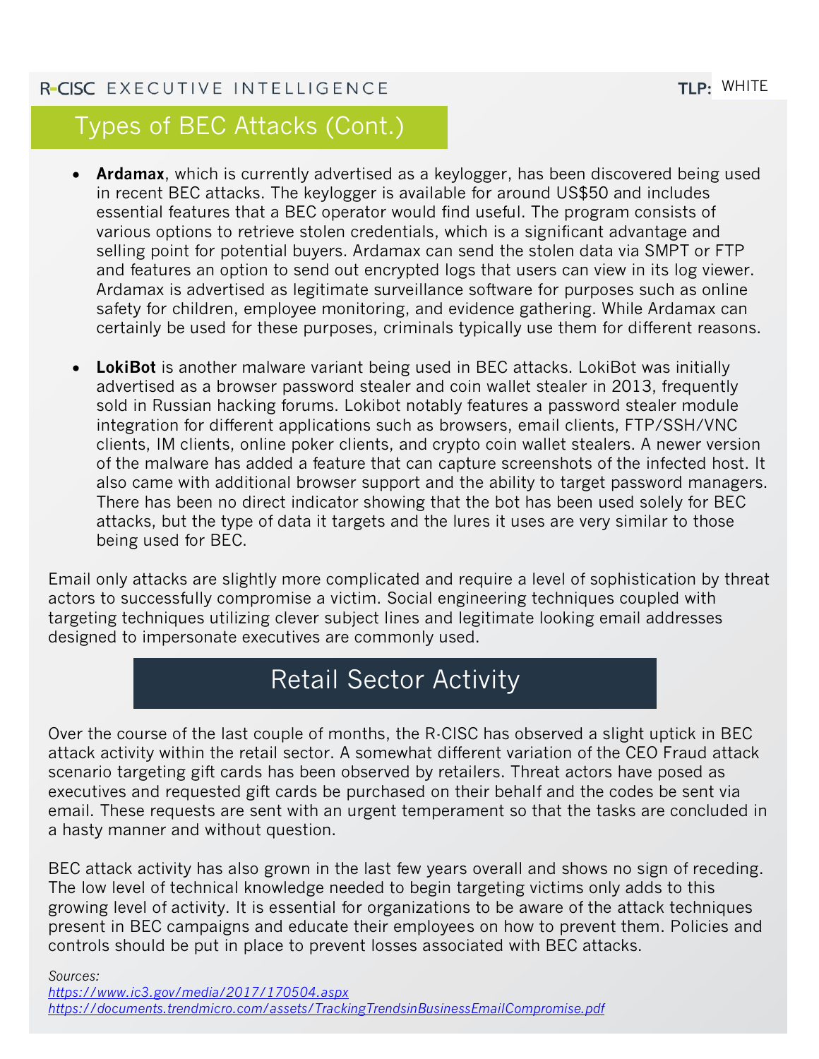## Types of BEC Attacks (Cont.)

- **Ardamax**, which is currently advertised as a keylogger, has been discovered being used in recent BEC attacks. The keylogger is available for around US$50 and includes essential features that a BEC operator would find useful. The program consists of various options to retrieve stolen credentials, which is a significant advantage and selling point for potential buyers. Ardamax can send the stolen data via SMPT or FTP and features an option to send out encrypted logs that users can view in its log viewer. Ardamax is advertised as legitimate surveillance software for purposes such as online safety for children, employee monitoring, and evidence gathering. While Ardamax can certainly be used for these purposes, criminals typically use them for different reasons.

- **LokiBot** is another malware variant being used in BEC attacks. LokiBot was initially advertised as a browser password stealer and coin wallet stealer in 2013, frequently sold in Russian hacking forums. Lokibot notably features a password stealer module integration for different applications such as browsers, email clients, FTP/SSH/VNC clients, IM clients, online poker clients, and crypto coin wallet stealers. A newer version of the malware has added a feature that can capture screenshots of the infected host. It also came with additional browser support and the ability to target password managers. There has been no direct indicator showing that the bot has been used solely for BEC attacks, but the type of data it targets and the lures it uses are very similar to those being used for BEC.

Email only attacks are slightly more complicated and require a level of sophistication by threat actors to successfully compromise a victim. Social engineering techniques coupled with targeting techniques utilizing clever subject lines and legitimate looking email addresses designed to impersonate executives are commonly used.

## Retail Sector Activity

Over the course of the last couple of months, the R-CISC has observed a slight uptick in BEC attack activity within the retail sector. A somewhat different variation of the CEO Fraud attack scenario targeting gift cards has been observed by retailers. Threat actors have posed as executives and requested gift cards be purchased on their behalf and the codes be sent via email. These requests are sent with an urgent temperament so that the tasks are concluded in a hasty manner and without question.

BEC attack activity has also grown in the last few years overall and shows no sign of receding. The low level of technical knowledge needed to begin targeting victims only adds to this growing level of activity. It is essential for organizations to be aware of the attack techniques present in BEC campaigns and educate their employees on how to prevent them. Policies and controls should be put in place to prevent losses associated with BEC attacks.

*Sources:*
*https://www.ic3.gov/media/2017/170504.aspx*
*https://documents.trendmicro.com/assets/TrackingTrendsinBusinessEmailCompromise.pdf*